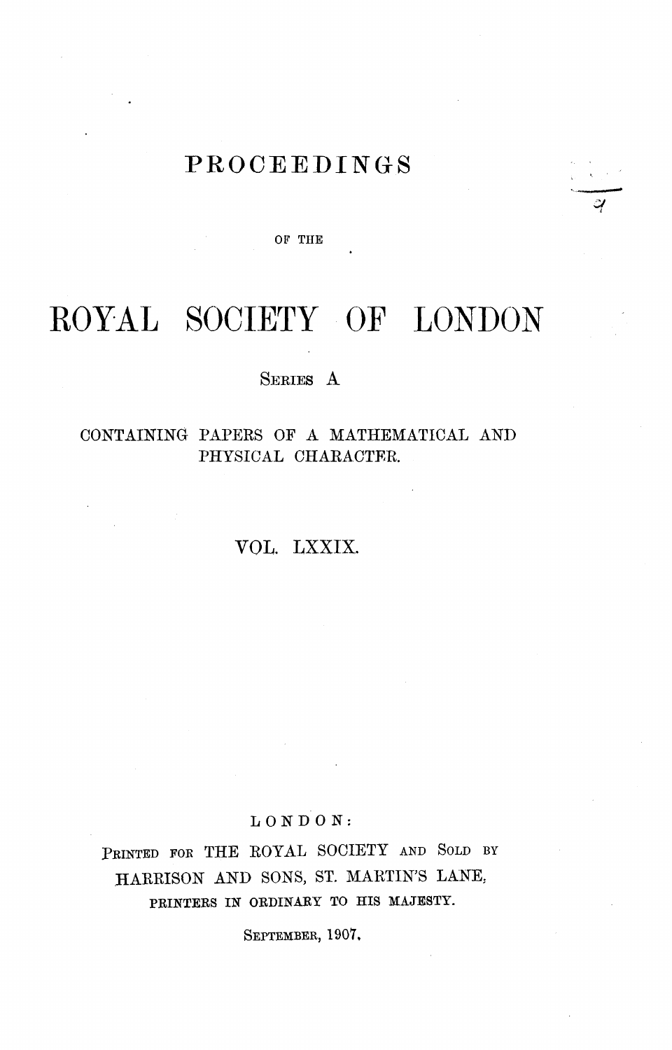# PROCEEDINGS

OF THE

# ROYAL SOCIETY OF LONDON

SERIES A

CONTAINING PAPERS OF A MATHEMATICAL AND PHYSICAL CHARACTER.

VOL. LXXIX.

LONDON:

PRINTED FOR THE ROYAL SOCIETY AND SOLD BY HARRISON AND SONS, ST. MARTIN'S LANE, PRINTERS IN ORDINARY TO HIS MAJESTY.

SEPTEMBER, 1907.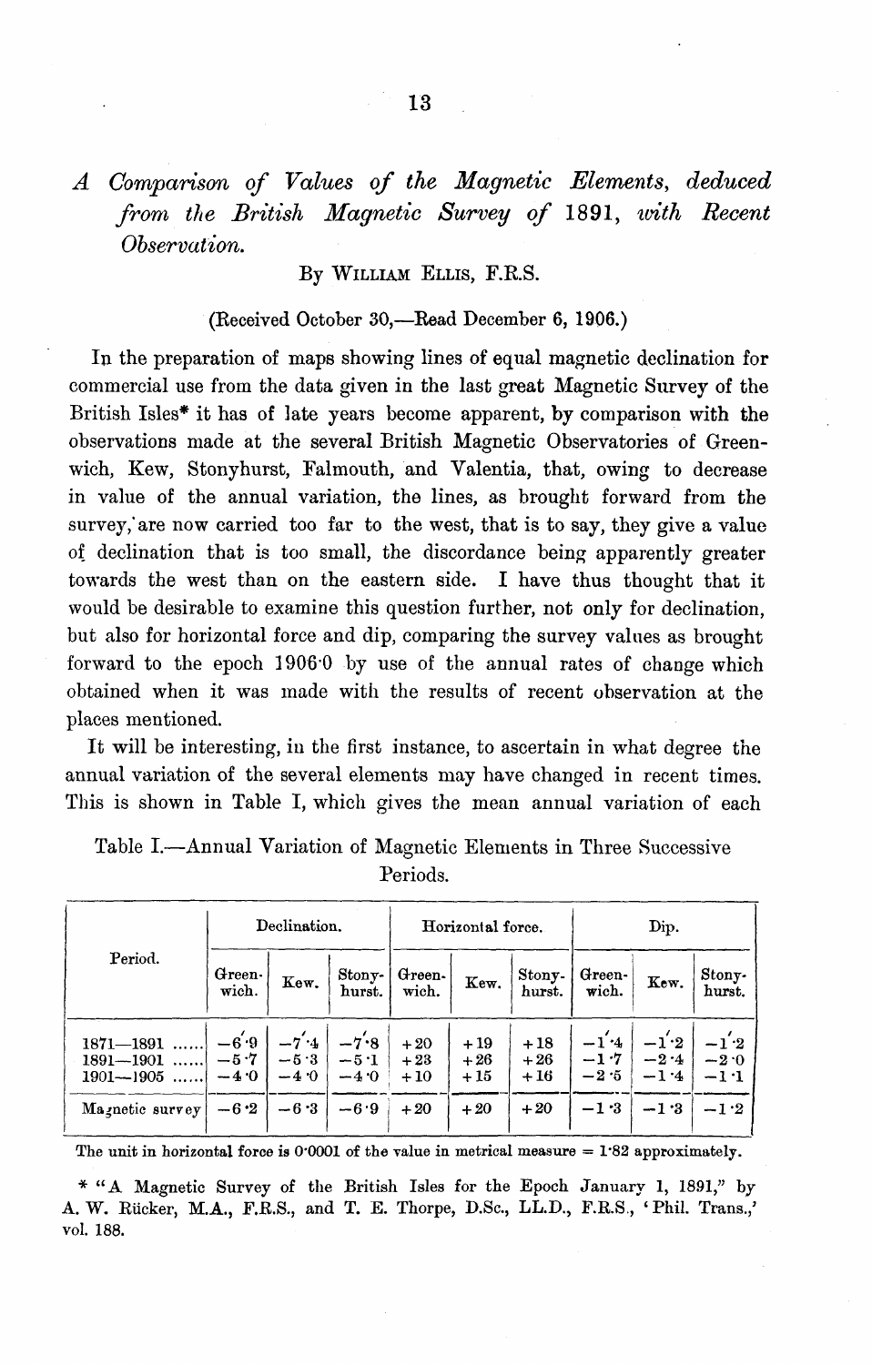# *A Comparison of Values of the Magnetic Elements, deduced from the British Magnetic Survey of* 1891, *with Recent Observation.*

By William Ellis, F.R.S.

(Received October 30,—Read December 6, 1906.)

In the preparation of maps showing lines of equal magnetic declination for commercial use from the data given in the last great Magnetic Survey of the British Isles* it has of late years become apparent, by comparison with the observations made at the several British Magnetic Observatories of Greenwich, Kew, Stonyhurst, Falmouth, and Valentia, that, owing to decrease in value of the annual variation, the lines, as brought forward from the survey, are now carried too far to the west, that is to say, they give a value of declination that is too small, the discordance being apparently greater towards the west than on the eastern side. I have thus thought that it would be desirable to examine this question further, not only for declination, but also for horizontal force and dip, comparing the survey values as brought forward to the epoch 1906·0 by use of the annual rates of change which obtained when it was made with the results of recent observation at the places mentioned.

It will be interesting, in the first instance, to ascertain in what degree the annual variation of the several elements may have changed in recent times. This is shown in Table I, which gives the mean annual variation of each

Table I.—Annual Variation of Magnetic Elements in Three Successive Periods.

| Period. | Declination. | | | Horizontal force. | | | Dip. | | |
|---|---|---|---|---|---|---|---|---|---|
| | Greenwich. | Kew. | Stonyhurst. | Greenwich. | Kew. | Stonyhurst. | Greenwich. | Kew. | Stonyhurst. |
| 1871—1891 ...... | −6′·9 | −7′·4 | −7′·8 | +20 | +19 | +18 | −1′·4 | −1′·2 | −1′·2 |
| 1891—1901 ...... | −5·7 | −5·3 | −5·1 | +23 | +26 | +26 | −1·7 | −2·4 | −2·0 |
| 1901—1905 ...... | −4·0 | −4·0 | −4·0 | +10 | +15 | +16 | −2·5 | −1·4 | −1·1 |
| Magnetic survey | −6·2 | −6·3 | −6·9 | +20 | +20 | +20 | −1·3 | −1·3 | −1·2 |

The unit in horizontal force is 0·0001 of the value in metrical measure = 1·82 approximately.

\* "A Magnetic Survey of the British Isles for the Epoch January 1, 1891," by A. W. Rücker, M.A., F.R.S., and T. E. Thorpe, D.Sc., LL.D., F.R.S., 'Phil. Trans.,' vol. 188.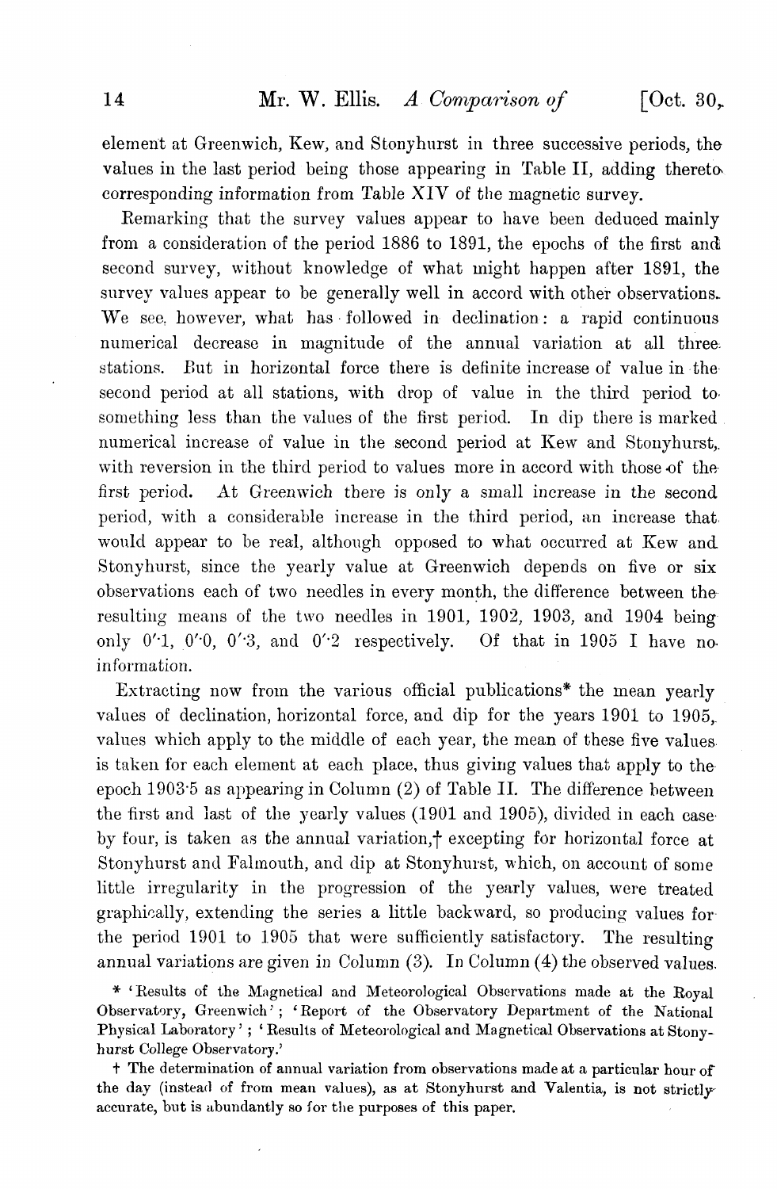element at Greenwich, Kew, and Stonyhurst in three successive periods, the values in the last period being those appearing in Table II, adding thereto corresponding information from Table XIV of the magnetic survey.

Remarking that the survey values appear to have been deduced mainly from a consideration of the period 1886 to 1891, the epochs of the first and second survey, without knowledge of what might happen after 1891, the survey values appear to be generally well in accord with other observations. We see, however, what has followed in declination: a rapid continuous numerical decrease in magnitude of the annual variation at all three stations. But in horizontal force there is definite increase of value in the second period at all stations, with drop of value in the third period to something less than the values of the first period. In dip there is marked numerical increase of value in the second period at Kew and Stonyhurst, with reversion in the third period to values more in accord with those of the first period. At Greenwich there is only a small increase in the second period, with a considerable increase in the third period, an increase that would appear to be real, although opposed to what occurred at Kew and Stonyhurst, since the yearly value at Greenwich depends on five or six observations each of two needles in every month, the difference between the resulting means of the two needles in 1901, 1902, 1903, and 1904 being only 0′·1, 0′·0, 0′·3, and 0′·2 respectively. Of that in 1905 I have no information.

Extracting now from the various official publications* the mean yearly values of declination, horizontal force, and dip for the years 1901 to 1905, values which apply to the middle of each year, the mean of these five values is taken for each element at each place, thus giving values that apply to the epoch 1903·5 as appearing in Column (2) of Table II. The difference between the first and last of the yearly values (1901 and 1905), divided in each case by four, is taken as the annual variation,† excepting for horizontal force at Stonyhurst and Falmouth, and dip at Stonyhurst, which, on account of some little irregularity in the progression of the yearly values, were treated graphically, extending the series a little backward, so producing values for the period 1901 to 1905 that were sufficiently satisfactory. The resulting annual variations are given in Column (3). In Column (4) the observed values

\* 'Results of the Magnetical and Meteorological Observations made at the Royal Observatory, Greenwich'; 'Report of the Observatory Department of the National Physical Laboratory'; 'Results of Meteorological and Magnetical Observations at Stonyhurst College Observatory.'

† The determination of annual variation from observations made at a particular hour of the day (instead of from mean values), as at Stonyhurst and Valentia, is not strictly accurate, but is abundantly so for the purposes of this paper.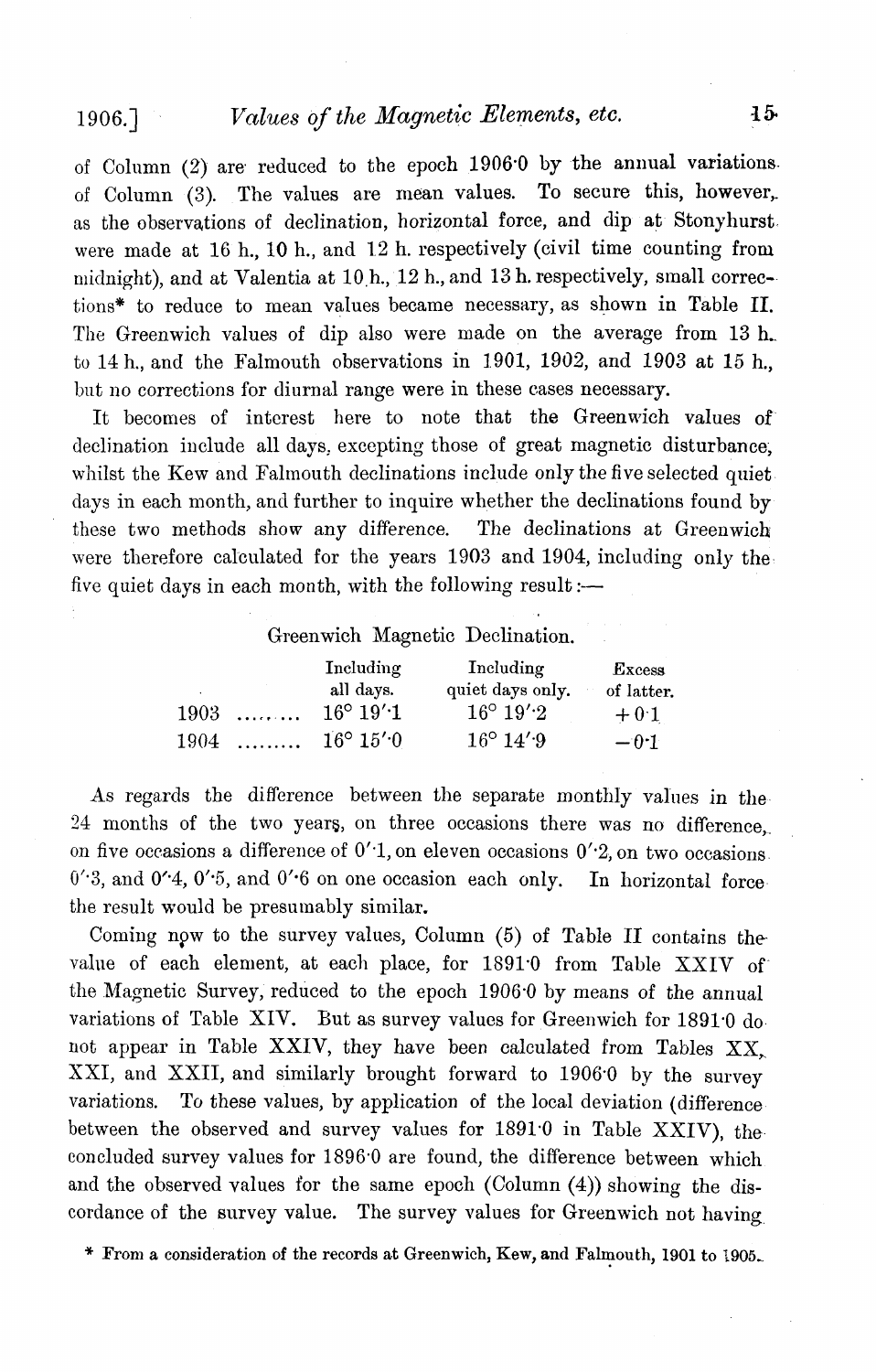of Column (2) are reduced to the epoch 1906·0 by the annual variations of Column (3). The values are mean values. To secure this, however, as the observations of declination, horizontal force, and dip at Stonyhurst were made at 16 h., 10 h., and 12 h. respectively (civil time counting from midnight), and at Valentia at 10 h., 12 h., and 13 h. respectively, small corrections* to reduce to mean values became necessary, as shown in Table II. The Greenwich values of dip also were made on the average from 13 h. to 14 h., and the Falmouth observations in 1901, 1902, and 1903 at 15 h., but no corrections for diurnal range were in these cases necessary.

It becomes of interest here to note that the Greenwich values of declination include all days, excepting those of great magnetic disturbance, whilst the Kew and Falmouth declinations include only the five selected quiet days in each month, and further to inquire whether the declinations found by these two methods show any difference. The declinations at Greenwich were therefore calculated for the years 1903 and 1904, including only the five quiet days in each month, with the following result:—

Greenwich Magnetic Declination.

| | Including all days. | Including quiet days only. | Excess of latter. |
|---|---|---|---|
| 1903 ......... | 16° 19′·1 | 16° 19′·2 | +0·1 |
| 1904 ......... | 16° 15′·0 | 16° 14′·9 | −0·1 |

As regards the difference between the separate monthly values in the 24 months of the two years, on three occasions there was no difference, on five occasions a difference of 0′·1, on eleven occasions 0′·2, on two occasions 0′·3, and 0′·4, 0′·5, and 0′·6 on one occasion each only. In horizontal force the result would be presumably similar.

Coming now to the survey values, Column (5) of Table II contains the value of each element, at each place, for 1891·0 from Table XXIV of the Magnetic Survey, reduced to the epoch 1906·0 by means of the annual variations of Table XIV. But as survey values for Greenwich for 1891·0 do not appear in Table XXIV, they have been calculated from Tables XX, XXI, and XXII, and similarly brought forward to 1906·0 by the survey variations. To these values, by application of the local deviation (difference between the observed and survey values for 1891·0 in Table XXIV), the concluded survey values for 1896·0 are found, the difference between which and the observed values for the same epoch (Column (4)) showing the discordance of the survey value. The survey values for Greenwich not having

* From a consideration of the records at Greenwich, Kew, and Falmouth, 1901 to 1905.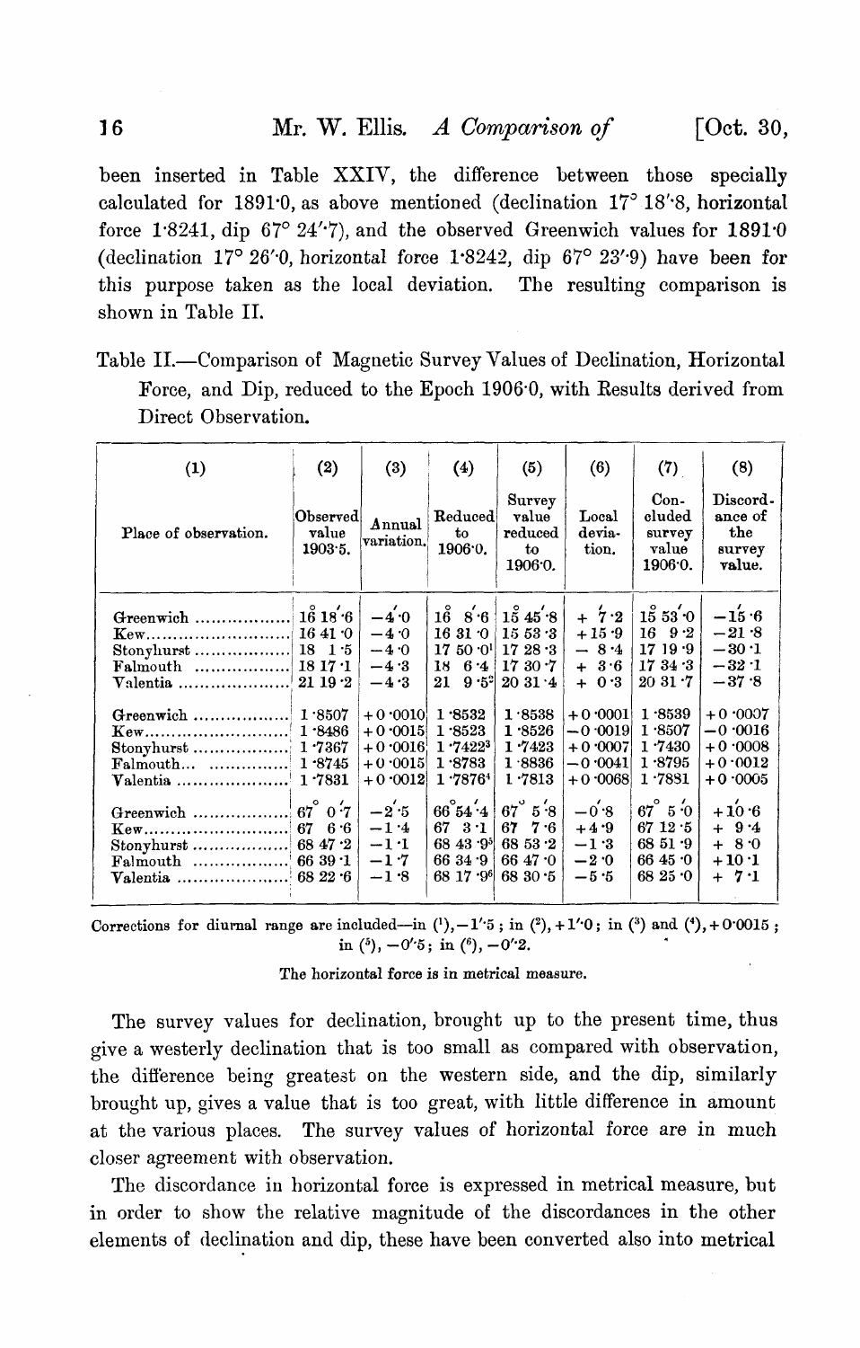been inserted in Table XXIV, the difference between those specially calculated for 1891·0, as above mentioned (declination 17° 18′·8, horizontal force 1·8241, dip 67° 24′·7), and the observed Greenwich values for 1891·0 (declination 17° 26′·0, horizontal force 1·8242, dip 67° 23′·9) have been for this purpose taken as the local deviation. The resulting comparison is shown in Table II.

Table II.—Comparison of Magnetic Survey Values of Declination, Horizontal Force, and Dip, reduced to the Epoch 1906·0, with Results derived from Direct Observation.

| (1) Place of observation. | (2) Observed value 1903·5. | (3) Annual variation. | (4) Reduced to 1906·0. | (5) Survey value reduced to 1906·0. | (6) Local deviation. | (7) Concluded survey value 1906·0. | (8) Discordance of the survey value. |
|---|---|---|---|---|---|---|---|
| Greenwich | 16° 18′·6 | −4′·0 | 16° 8′·6 | 15° 45′·8 | + 7′·2 | 15° 53′·0 | −15′·6 |
| Kew | 16 41 ·0 | −4 ·0 | 16 31 ·0 | 15 53 ·3 | +15 ·9 | 16 9 ·2 | −21 ·8 |
| Stonyhurst | 18 1 ·5 | −4 ·0 | 17 50 ·0[1] | 17 28 ·3 | − 8 ·4 | 17 19 ·9 | −30 ·1 |
| Falmouth | 18 17 ·1 | −4 ·3 | 18 6 ·4 | 17 30 ·7 | + 3 ·6 | 17 34 ·3 | −32 ·1 |
| Valentia | 21 19 ·2 | −4 ·3 | 21 9 ·5[2] | 20 31 ·4 | + 0 ·3 | 20 31 ·7 | −37 ·8 |
| Greenwich | 1 ·8507 | +0 ·0010 | 1 ·8532 | 1 ·8538 | +0 ·0001 | 1 ·8539 | +0 ·0007 |
| Kew | 1 ·8486 | +0 ·0015 | 1 ·8523 | 1 ·8526 | −0 ·0019 | 1 ·8507 | −0 ·0016 |
| Stonyhurst | 1 ·7367 | +0 ·0016 | 1 ·7422[3] | 1 ·7423 | +0 ·0007 | 1 ·7430 | +0 ·0008 |
| Falmouth | 1 ·8745 | +0 ·0015 | 1 ·8783 | 1 ·8836 | −0 ·0041 | 1 ·8795 | +0 ·0012 |
| Valentia | 1 ·7831 | +0 ·0012 | 1 ·7876[4] | 1 ·7813 | +0 ·0068 | 1 ·7881 | +0 ·0005 |
| Greenwich | 67° 0′·7 | −2′·5 | 66° 54′·4 | 67° 5′·8 | −0′·8 | 67° 5′·0 | +10′·6 |
| Kew | 67 6 ·6 | −1 ·4 | 67 3 ·1 | 67 7 ·6 | +4 ·9 | 67 12 ·5 | + 9 ·4 |
| Stonyhurst | 68 47 ·2 | −1 ·1 | 68 43 ·9[5] | 68 53 ·2 | −1 ·3 | 68 51 ·9 | + 8 ·0 |
| Falmouth | 66 39 ·1 | −1 ·7 | 66 34 ·9 | 66 47 ·0 | −2 ·0 | 66 45 ·0 | +10 ·1 |
| Valentia | 68 22 ·6 | −1 ·8 | 68 17 ·9[6] | 68 30 ·5 | −5 ·5 | 68 25 ·0 | + 7 ·1 |

Corrections for diurnal range are included—in (1), −1′·5 ; in (2), +1′·0 ; in (3) and (4), +0·0015 ; in (5), −0′·5 ; in (6), −0′·2.

The horizontal force is in metrical measure.

The survey values for declination, brought up to the present time, thus give a westerly declination that is too small as compared with observation, the difference being greatest on the western side, and the dip, similarly brought up, gives a value that is too great, with little difference in amount at the various places. The survey values of horizontal force are in much closer agreement with observation.

The discordance in horizontal force is expressed in metrical measure, but in order to show the relative magnitude of the discordances in the other elements of declination and dip, these have been converted also into metrical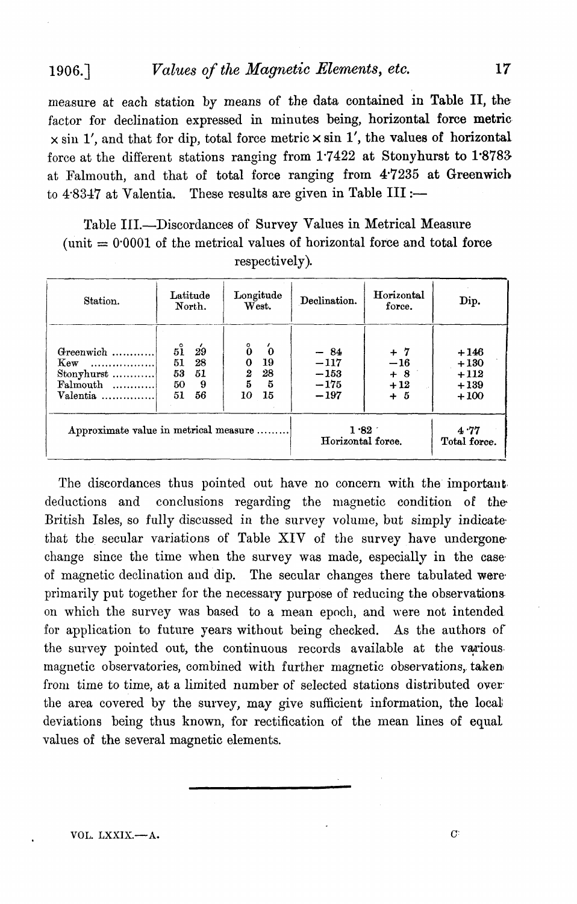measure at each station by means of the data contained in Table II, the factor for declination expressed in minutes being, horizontal force metric $\times \sin 1'$, and that for dip, total force metric $\times \sin 1'$, the values of horizontal force at the different stations ranging from 1·7422 at Stonyhurst to 1·8783 at Falmouth, and that of total force ranging from 4·7235 at Greenwich to 4·8347 at Valentia. These results are given in Table III:—

Table III.—Discordances of Survey Values in Metrical Measure (unit = 0·0001 of the metrical values of horizontal force and total force respectively).

| Station. | Latitude North. | Longitude West. | Declination. | Horizontal force. | Dip. |
|---|---|---|---|---|---|
| Greenwich ............ | 51° 29′ | 0° 0′ | − 84 | + 7 | +146 |
| Kew .................. | 51 28 | 0 19 | −117 | −16 | +130 |
| Stonyhurst ............ | 53 51 | 2 28 | −153 | + 8 | +112 |
| Falmouth ............ | 50 9 | 5 5 | −175 | +12 | +139 |
| Valentia ............... | 51 56 | 10 15 | −197 | + 5 | +100 |
| Approximate value in metrical measure ......... | | | 1·82 Horizontal force. | | 4·77 Total force. |

The discordances thus pointed out have no concern with the important deductions and conclusions regarding the magnetic condition of the British Isles, so fully discussed in the survey volume, but simply indicate that the secular variations of Table XIV of the survey have undergone change since the time when the survey was made, especially in the case of magnetic declination and dip. The secular changes there tabulated were primarily put together for the necessary purpose of reducing the observations on which the survey was based to a mean epoch, and were not intended for application to future years without being checked. As the authors of the survey pointed out, the continuous records available at the various magnetic observatories, combined with further magnetic observations, taken from time to time, at a limited number of selected stations distributed over the area covered by the survey, may give sufficient information, the local deviations being thus known, for rectification of the mean lines of equal values of the several magnetic elements.